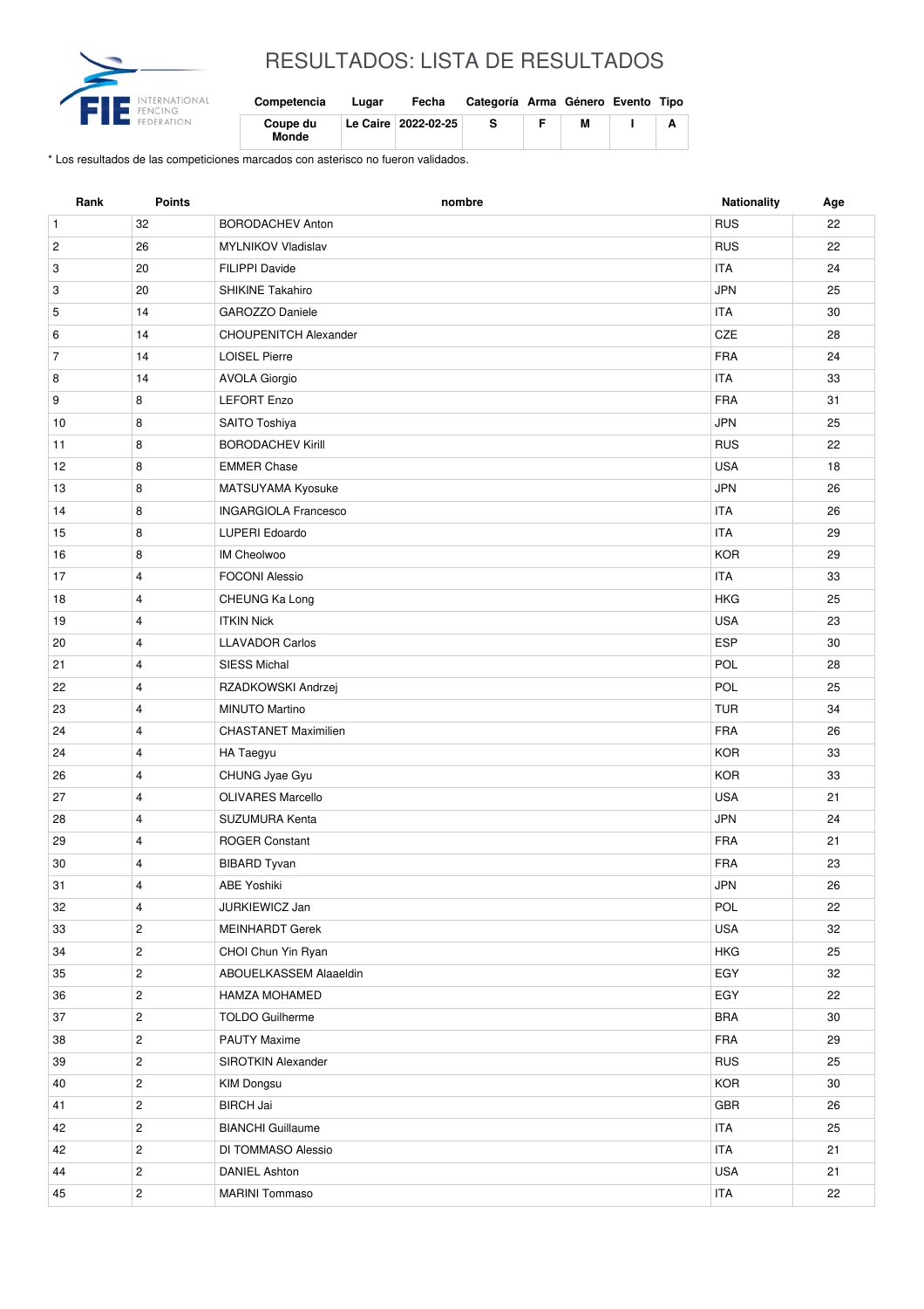# RESULTADOS: LISTA DE RESULTADOS

| Competencia | Lugar | Fecha | Categoría | Arma | Género | Evento | Tipo |
|---|---|---|---|---|---|---|---|
| Coupe du Monde | Le Caire | 2022-02-25 | S | F | M | I | A |

\* Los resultados de las competiciones marcados con asterisco no fueron validados.

| Rank | Points | nombre | Nationality | Age |
|---|---|---|---|---|
| 1 | 32 | BORODACHEV Anton | RUS | 22 |
| 2 | 26 | MYLNIKOV Vladislav | RUS | 22 |
| 3 | 20 | FILIPPI Davide | ITA | 24 |
| 3 | 20 | SHIKINE Takahiro | JPN | 25 |
| 5 | 14 | GAROZZO Daniele | ITA | 30 |
| 6 | 14 | CHOUPENITCH Alexander | CZE | 28 |
| 7 | 14 | LOISEL Pierre | FRA | 24 |
| 8 | 14 | AVOLA Giorgio | ITA | 33 |
| 9 | 8 | LEFORT Enzo | FRA | 31 |
| 10 | 8 | SAITO Toshiya | JPN | 25 |
| 11 | 8 | BORODACHEV Kirill | RUS | 22 |
| 12 | 8 | EMMER Chase | USA | 18 |
| 13 | 8 | MATSUYAMA Kyosuke | JPN | 26 |
| 14 | 8 | INGARGIOLA Francesco | ITA | 26 |
| 15 | 8 | LUPERI Edoardo | ITA | 29 |
| 16 | 8 | IM Cheolwoo | KOR | 29 |
| 17 | 4 | FOCONI Alessio | ITA | 33 |
| 18 | 4 | CHEUNG Ka Long | HKG | 25 |
| 19 | 4 | ITKIN Nick | USA | 23 |
| 20 | 4 | LLAVADOR Carlos | ESP | 30 |
| 21 | 4 | SIESS Michal | POL | 28 |
| 22 | 4 | RZADKOWSKI Andrzej | POL | 25 |
| 23 | 4 | MINUTO Martino | TUR | 34 |
| 24 | 4 | CHASTANET Maximilien | FRA | 26 |
| 24 | 4 | HA Taegyu | KOR | 33 |
| 26 | 4 | CHUNG Jyae Gyu | KOR | 33 |
| 27 | 4 | OLIVARES Marcello | USA | 21 |
| 28 | 4 | SUZUMURA Kenta | JPN | 24 |
| 29 | 4 | ROGER Constant | FRA | 21 |
| 30 | 4 | BIBARD Tyvan | FRA | 23 |
| 31 | 4 | ABE Yoshiki | JPN | 26 |
| 32 | 4 | JURKIEWICZ Jan | POL | 22 |
| 33 | 2 | MEINHARDT Gerek | USA | 32 |
| 34 | 2 | CHOI Chun Yin Ryan | HKG | 25 |
| 35 | 2 | ABOUELKASSEM Alaaeldin | EGY | 32 |
| 36 | 2 | HAMZA MOHAMED | EGY | 22 |
| 37 | 2 | TOLDO Guilherme | BRA | 30 |
| 38 | 2 | PAUTY Maxime | FRA | 29 |
| 39 | 2 | SIROTKIN Alexander | RUS | 25 |
| 40 | 2 | KIM Dongsu | KOR | 30 |
| 41 | 2 | BIRCH Jai | GBR | 26 |
| 42 | 2 | BIANCHI Guillaume | ITA | 25 |
| 42 | 2 | DI TOMMASO Alessio | ITA | 21 |
| 44 | 2 | DANIEL Ashton | USA | 21 |
| 45 | 2 | MARINI Tommaso | ITA | 22 |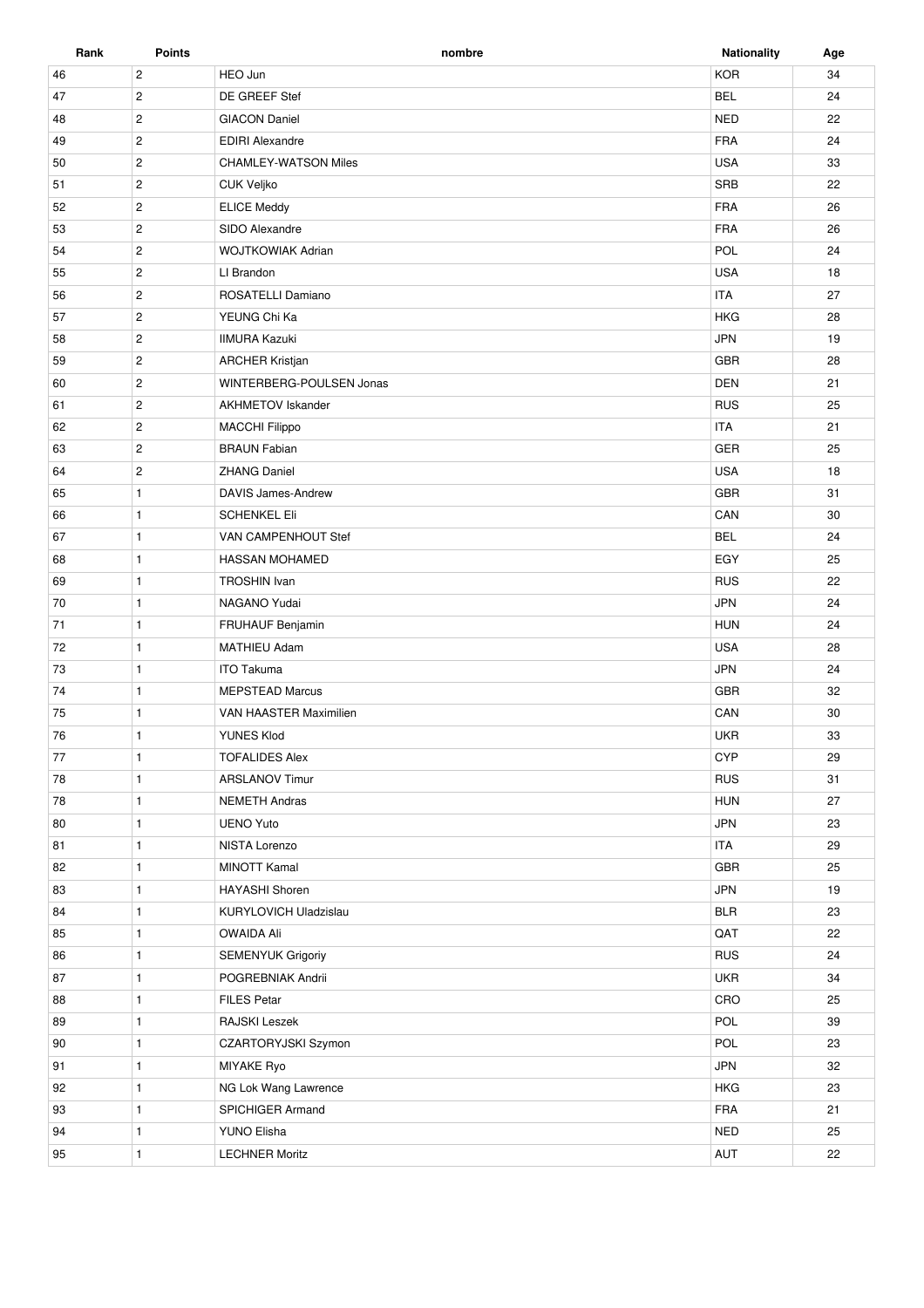| Rank | Points | nombre | Nationality | Age |
| --- | --- | --- | --- | --- |
| 46 | 2 | HEO Jun | KOR | 34 |
| 47 | 2 | DE GREEF Stef | BEL | 24 |
| 48 | 2 | GIACON Daniel | NED | 22 |
| 49 | 2 | EDIRI Alexandre | FRA | 24 |
| 50 | 2 | CHAMLEY-WATSON Miles | USA | 33 |
| 51 | 2 | CUK Veljko | SRB | 22 |
| 52 | 2 | ELICE Meddy | FRA | 26 |
| 53 | 2 | SIDO Alexandre | FRA | 26 |
| 54 | 2 | WOJTKOWIAK Adrian | POL | 24 |
| 55 | 2 | LI Brandon | USA | 18 |
| 56 | 2 | ROSATELLI Damiano | ITA | 27 |
| 57 | 2 | YEUNG Chi Ka | HKG | 28 |
| 58 | 2 | IIMURA Kazuki | JPN | 19 |
| 59 | 2 | ARCHER Kristjan | GBR | 28 |
| 60 | 2 | WINTERBERG-POULSEN Jonas | DEN | 21 |
| 61 | 2 | AKHMETOV Iskander | RUS | 25 |
| 62 | 2 | MACCHI Filippo | ITA | 21 |
| 63 | 2 | BRAUN Fabian | GER | 25 |
| 64 | 2 | ZHANG Daniel | USA | 18 |
| 65 | 1 | DAVIS James-Andrew | GBR | 31 |
| 66 | 1 | SCHENKEL Eli | CAN | 30 |
| 67 | 1 | VAN CAMPENHOUT Stef | BEL | 24 |
| 68 | 1 | HASSAN MOHAMED | EGY | 25 |
| 69 | 1 | TROSHIN Ivan | RUS | 22 |
| 70 | 1 | NAGANO Yudai | JPN | 24 |
| 71 | 1 | FRUHAUF Benjamin | HUN | 24 |
| 72 | 1 | MATHIEU Adam | USA | 28 |
| 73 | 1 | ITO Takuma | JPN | 24 |
| 74 | 1 | MEPSTEAD Marcus | GBR | 32 |
| 75 | 1 | VAN HAASTER Maximilien | CAN | 30 |
| 76 | 1 | YUNES Klod | UKR | 33 |
| 77 | 1 | TOFALIDES Alex | CYP | 29 |
| 78 | 1 | ARSLANOV Timur | RUS | 31 |
| 78 | 1 | NEMETH Andras | HUN | 27 |
| 80 | 1 | UENO Yuto | JPN | 23 |
| 81 | 1 | NISTA Lorenzo | ITA | 29 |
| 82 | 1 | MINOTT Kamal | GBR | 25 |
| 83 | 1 | HAYASHI Shoren | JPN | 19 |
| 84 | 1 | KURYLOVICH Uladzislau | BLR | 23 |
| 85 | 1 | OWAIDA Ali | QAT | 22 |
| 86 | 1 | SEMENYUK Grigoriy | RUS | 24 |
| 87 | 1 | POGREBNIAK Andrii | UKR | 34 |
| 88 | 1 | FILES Petar | CRO | 25 |
| 89 | 1 | RAJSKI Leszek | POL | 39 |
| 90 | 1 | CZARTORYJSKI Szymon | POL | 23 |
| 91 | 1 | MIYAKE Ryo | JPN | 32 |
| 92 | 1 | NG Lok Wang Lawrence | HKG | 23 |
| 93 | 1 | SPICHIGER Armand | FRA | 21 |
| 94 | 1 | YUNO Elisha | NED | 25 |
| 95 | 1 | LECHNER Moritz | AUT | 22 |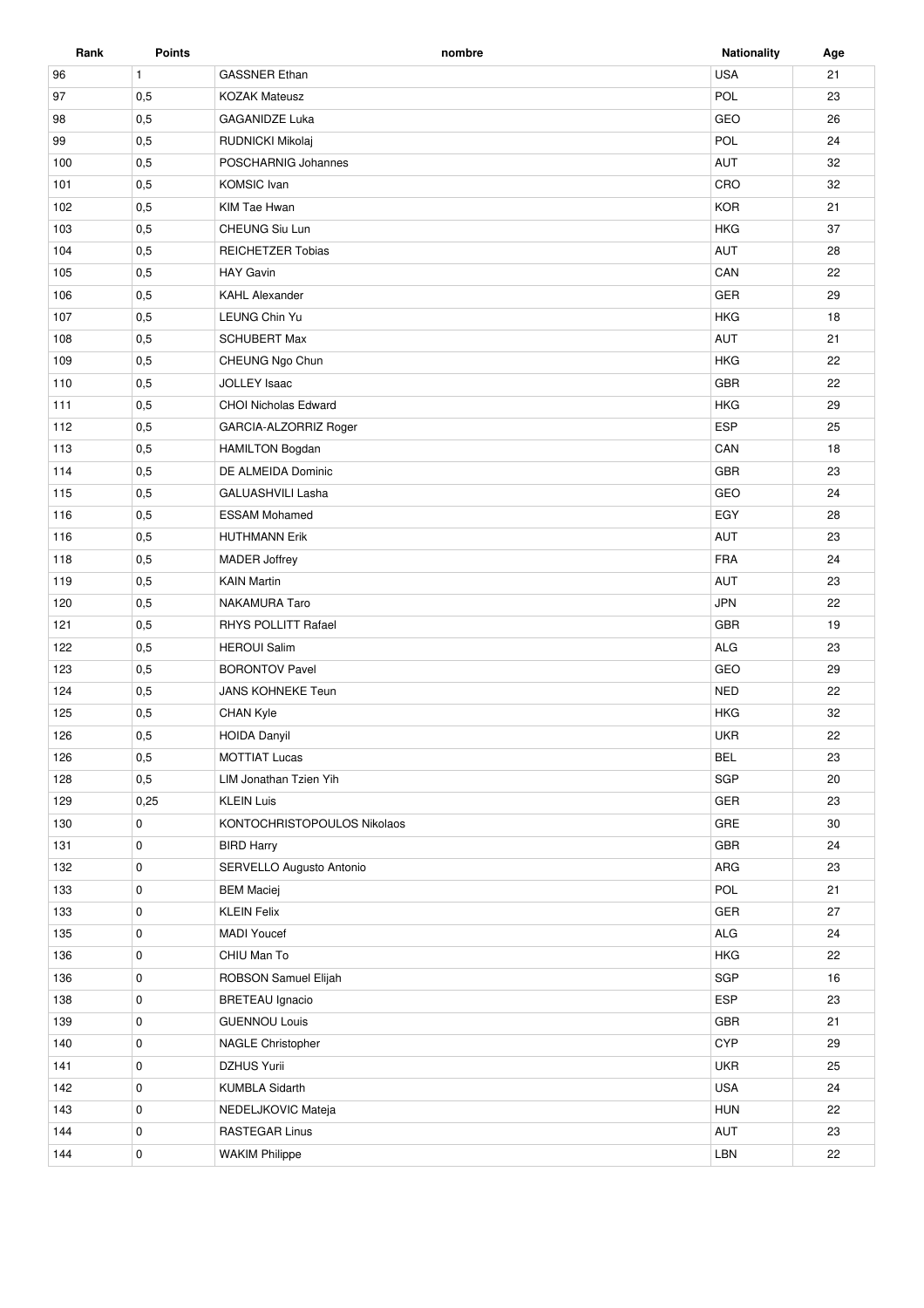| Rank | Points | nombre | Nationality | Age |
|---|---|---|---|---|
| 96 | 1 | GASSNER Ethan | USA | 21 |
| 97 | 0,5 | KOZAK Mateusz | POL | 23 |
| 98 | 0,5 | GAGANIDZE Luka | GEO | 26 |
| 99 | 0,5 | RUDNICKI Mikolaj | POL | 24 |
| 100 | 0,5 | POSCHARNIG Johannes | AUT | 32 |
| 101 | 0,5 | KOMSIC Ivan | CRO | 32 |
| 102 | 0,5 | KIM Tae Hwan | KOR | 21 |
| 103 | 0,5 | CHEUNG Siu Lun | HKG | 37 |
| 104 | 0,5 | REICHETZER Tobias | AUT | 28 |
| 105 | 0,5 | HAY Gavin | CAN | 22 |
| 106 | 0,5 | KAHL Alexander | GER | 29 |
| 107 | 0,5 | LEUNG Chin Yu | HKG | 18 |
| 108 | 0,5 | SCHUBERT Max | AUT | 21 |
| 109 | 0,5 | CHEUNG Ngo Chun | HKG | 22 |
| 110 | 0,5 | JOLLEY Isaac | GBR | 22 |
| 111 | 0,5 | CHOI Nicholas Edward | HKG | 29 |
| 112 | 0,5 | GARCIA-ALZORRIZ Roger | ESP | 25 |
| 113 | 0,5 | HAMILTON Bogdan | CAN | 18 |
| 114 | 0,5 | DE ALMEIDA Dominic | GBR | 23 |
| 115 | 0,5 | GALUASHVILI Lasha | GEO | 24 |
| 116 | 0,5 | ESSAM Mohamed | EGY | 28 |
| 116 | 0,5 | HUTHMANN Erik | AUT | 23 |
| 118 | 0,5 | MADER Joffrey | FRA | 24 |
| 119 | 0,5 | KAIN Martin | AUT | 23 |
| 120 | 0,5 | NAKAMURA Taro | JPN | 22 |
| 121 | 0,5 | RHYS POLLITT Rafael | GBR | 19 |
| 122 | 0,5 | HEROUI Salim | ALG | 23 |
| 123 | 0,5 | BORONTOV Pavel | GEO | 29 |
| 124 | 0,5 | JANS KOHNEKE Teun | NED | 22 |
| 125 | 0,5 | CHAN Kyle | HKG | 32 |
| 126 | 0,5 | HOIDA Danyil | UKR | 22 |
| 126 | 0,5 | MOTTIAT Lucas | BEL | 23 |
| 128 | 0,5 | LIM Jonathan Tzien Yih | SGP | 20 |
| 129 | 0,25 | KLEIN Luis | GER | 23 |
| 130 | 0 | KONTOCHRISTOPOULOS Nikolaos | GRE | 30 |
| 131 | 0 | BIRD Harry | GBR | 24 |
| 132 | 0 | SERVELLO Augusto Antonio | ARG | 23 |
| 133 | 0 | BEM Maciej | POL | 21 |
| 133 | 0 | KLEIN Felix | GER | 27 |
| 135 | 0 | MADI Youcef | ALG | 24 |
| 136 | 0 | CHIU Man To | HKG | 22 |
| 136 | 0 | ROBSON Samuel Elijah | SGP | 16 |
| 138 | 0 | BRETEAU Ignacio | ESP | 23 |
| 139 | 0 | GUENNOU Louis | GBR | 21 |
| 140 | 0 | NAGLE Christopher | CYP | 29 |
| 141 | 0 | DZHUS Yurii | UKR | 25 |
| 142 | 0 | KUMBLA Sidarth | USA | 24 |
| 143 | 0 | NEDELJKOVIC Mateja | HUN | 22 |
| 144 | 0 | RASTEGAR Linus | AUT | 23 |
| 144 | 0 | WAKIM Philippe | LBN | 22 |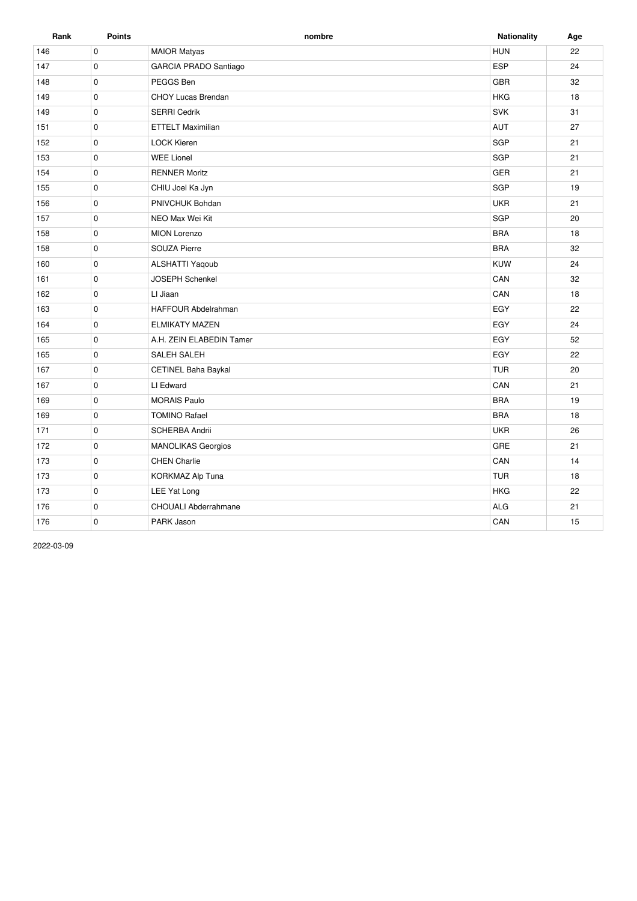| Rank | Points | nombre | Nationality | Age |
|---|---|---|---|---|
| 146 | 0 | MAIOR Matyas | HUN | 22 |
| 147 | 0 | GARCIA PRADO Santiago | ESP | 24 |
| 148 | 0 | PEGGS Ben | GBR | 32 |
| 149 | 0 | CHOY Lucas Brendan | HKG | 18 |
| 149 | 0 | SERRI Cedrik | SVK | 31 |
| 151 | 0 | ETTELT Maximilian | AUT | 27 |
| 152 | 0 | LOCK Kieren | SGP | 21 |
| 153 | 0 | WEE Lionel | SGP | 21 |
| 154 | 0 | RENNER Moritz | GER | 21 |
| 155 | 0 | CHIU Joel Ka Jyn | SGP | 19 |
| 156 | 0 | PNIVCHUK Bohdan | UKR | 21 |
| 157 | 0 | NEO Max Wei Kit | SGP | 20 |
| 158 | 0 | MION Lorenzo | BRA | 18 |
| 158 | 0 | SOUZA Pierre | BRA | 32 |
| 160 | 0 | ALSHATTI Yaqoub | KUW | 24 |
| 161 | 0 | JOSEPH Schenkel | CAN | 32 |
| 162 | 0 | LI Jiaan | CAN | 18 |
| 163 | 0 | HAFFOUR Abdelrahman | EGY | 22 |
| 164 | 0 | ELMIKATY MAZEN | EGY | 24 |
| 165 | 0 | A.H. ZEIN ELABEDIN Tamer | EGY | 52 |
| 165 | 0 | SALEH SALEH | EGY | 22 |
| 167 | 0 | CETINEL Baha Baykal | TUR | 20 |
| 167 | 0 | LI Edward | CAN | 21 |
| 169 | 0 | MORAIS Paulo | BRA | 19 |
| 169 | 0 | TOMINO Rafael | BRA | 18 |
| 171 | 0 | SCHERBA Andrii | UKR | 26 |
| 172 | 0 | MANOLIKAS Georgios | GRE | 21 |
| 173 | 0 | CHEN Charlie | CAN | 14 |
| 173 | 0 | KORKMAZ Alp Tuna | TUR | 18 |
| 173 | 0 | LEE Yat Long | HKG | 22 |
| 176 | 0 | CHOUALI Abderrahmane | ALG | 21 |
| 176 | 0 | PARK Jason | CAN | 15 |

2022-03-09